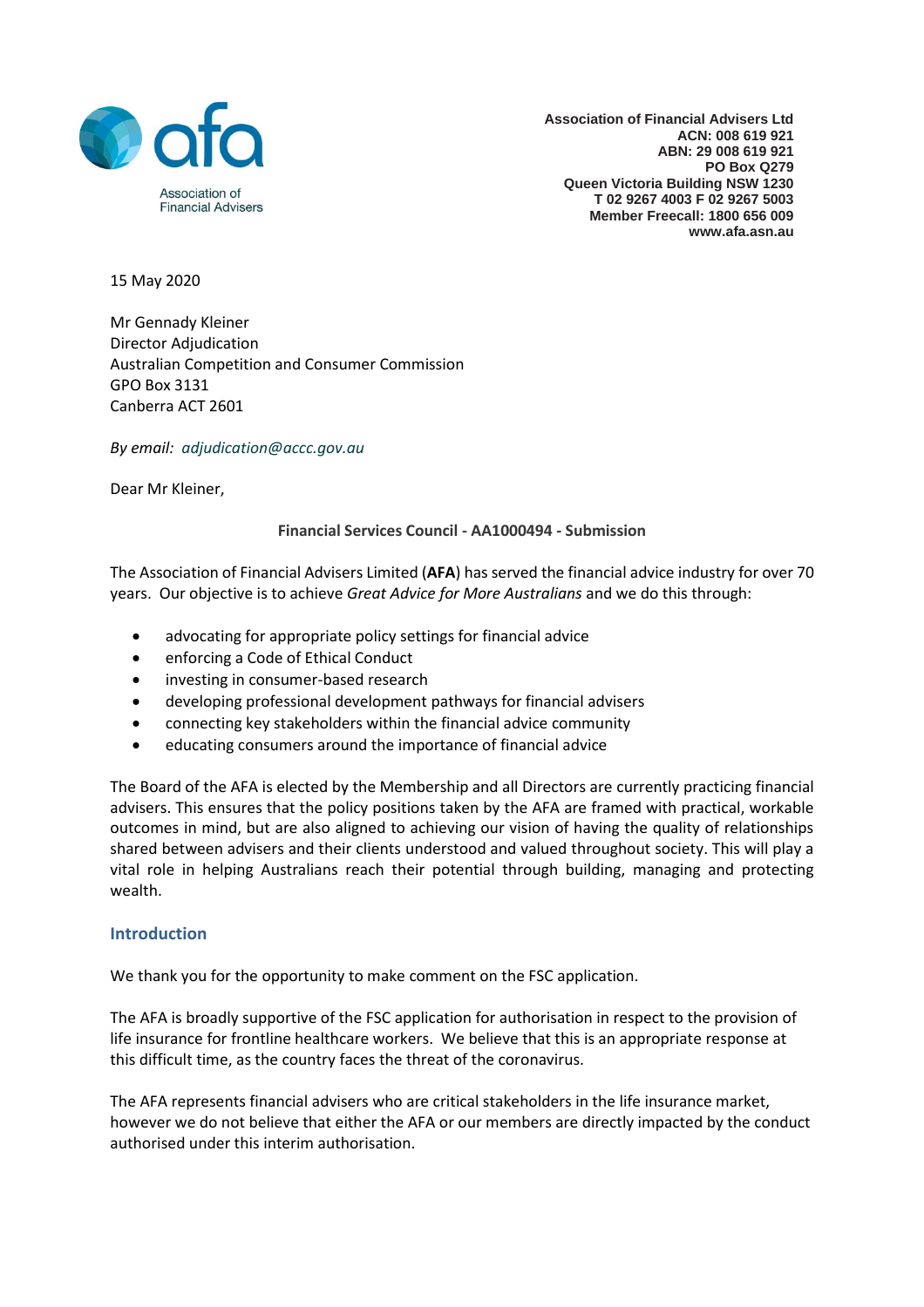**Association of Financial Advisers Ltd**
**ACN: 008 619 921**
**ABN: 29 008 619 921**
**PO Box Q279**
**Queen Victoria Building NSW 1230**
**T 02 9267 4003 F 02 9267 5003**
**Member Freecall: 1800 656 009**
**www.afa.asn.au**

15 May 2020

Mr Gennady Kleiner
Director Adjudication
Australian Competition and Consumer Commission
GPO Box 3131
Canberra ACT 2601

*By email: adjudication@accc.gov.au*

Dear Mr Kleiner,

**Financial Services Council - AA1000494 - Submission**

The Association of Financial Advisers Limited (**AFA**) has served the financial advice industry for over 70 years. Our objective is to achieve *Great Advice for More Australians* and we do this through:

- advocating for appropriate policy settings for financial advice
- enforcing a Code of Ethical Conduct
- investing in consumer-based research
- developing professional development pathways for financial advisers
- connecting key stakeholders within the financial advice community
- educating consumers around the importance of financial advice

The Board of the AFA is elected by the Membership and all Directors are currently practicing financial advisers. This ensures that the policy positions taken by the AFA are framed with practical, workable outcomes in mind, but are also aligned to achieving our vision of having the quality of relationships shared between advisers and their clients understood and valued throughout society. This will play a vital role in helping Australians reach their potential through building, managing and protecting wealth.

## Introduction

We thank you for the opportunity to make comment on the FSC application.

The AFA is broadly supportive of the FSC application for authorisation in respect to the provision of life insurance for frontline healthcare workers. We believe that this is an appropriate response at this difficult time, as the country faces the threat of the coronavirus.

The AFA represents financial advisers who are critical stakeholders in the life insurance market, however we do not believe that either the AFA or our members are directly impacted by the conduct authorised under this interim authorisation.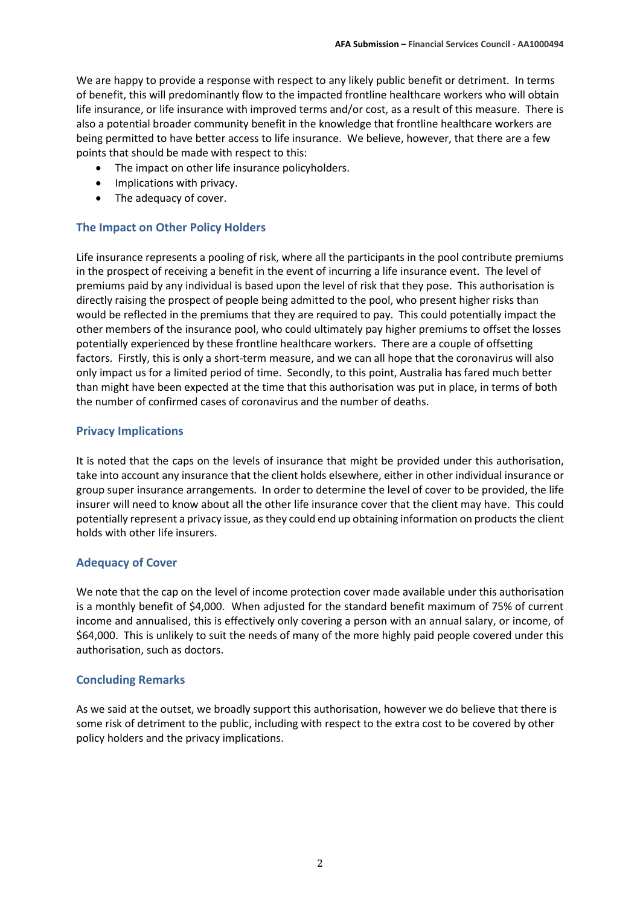We are happy to provide a response with respect to any likely public benefit or detriment. In terms of benefit, this will predominantly flow to the impacted frontline healthcare workers who will obtain life insurance, or life insurance with improved terms and/or cost, as a result of this measure. There is also a potential broader community benefit in the knowledge that frontline healthcare workers are being permitted to have better access to life insurance. We believe, however, that there are a few points that should be made with respect to this:

- The impact on other life insurance policyholders.
- Implications with privacy.
- The adequacy of cover.

### The Impact on Other Policy Holders

Life insurance represents a pooling of risk, where all the participants in the pool contribute premiums in the prospect of receiving a benefit in the event of incurring a life insurance event. The level of premiums paid by any individual is based upon the level of risk that they pose. This authorisation is directly raising the prospect of people being admitted to the pool, who present higher risks than would be reflected in the premiums that they are required to pay. This could potentially impact the other members of the insurance pool, who could ultimately pay higher premiums to offset the losses potentially experienced by these frontline healthcare workers. There are a couple of offsetting factors. Firstly, this is only a short-term measure, and we can all hope that the coronavirus will also only impact us for a limited period of time. Secondly, to this point, Australia has fared much better than might have been expected at the time that this authorisation was put in place, in terms of both the number of confirmed cases of coronavirus and the number of deaths.

### Privacy Implications

It is noted that the caps on the levels of insurance that might be provided under this authorisation, take into account any insurance that the client holds elsewhere, either in other individual insurance or group super insurance arrangements. In order to determine the level of cover to be provided, the life insurer will need to know about all the other life insurance cover that the client may have. This could potentially represent a privacy issue, as they could end up obtaining information on products the client holds with other life insurers.

### Adequacy of Cover

We note that the cap on the level of income protection cover made available under this authorisation is a monthly benefit of $4,000. When adjusted for the standard benefit maximum of 75% of current income and annualised, this is effectively only covering a person with an annual salary, or income, of $64,000. This is unlikely to suit the needs of many of the more highly paid people covered under this authorisation, such as doctors.

### Concluding Remarks

As we said at the outset, we broadly support this authorisation, however we do believe that there is some risk of detriment to the public, including with respect to the extra cost to be covered by other policy holders and the privacy implications.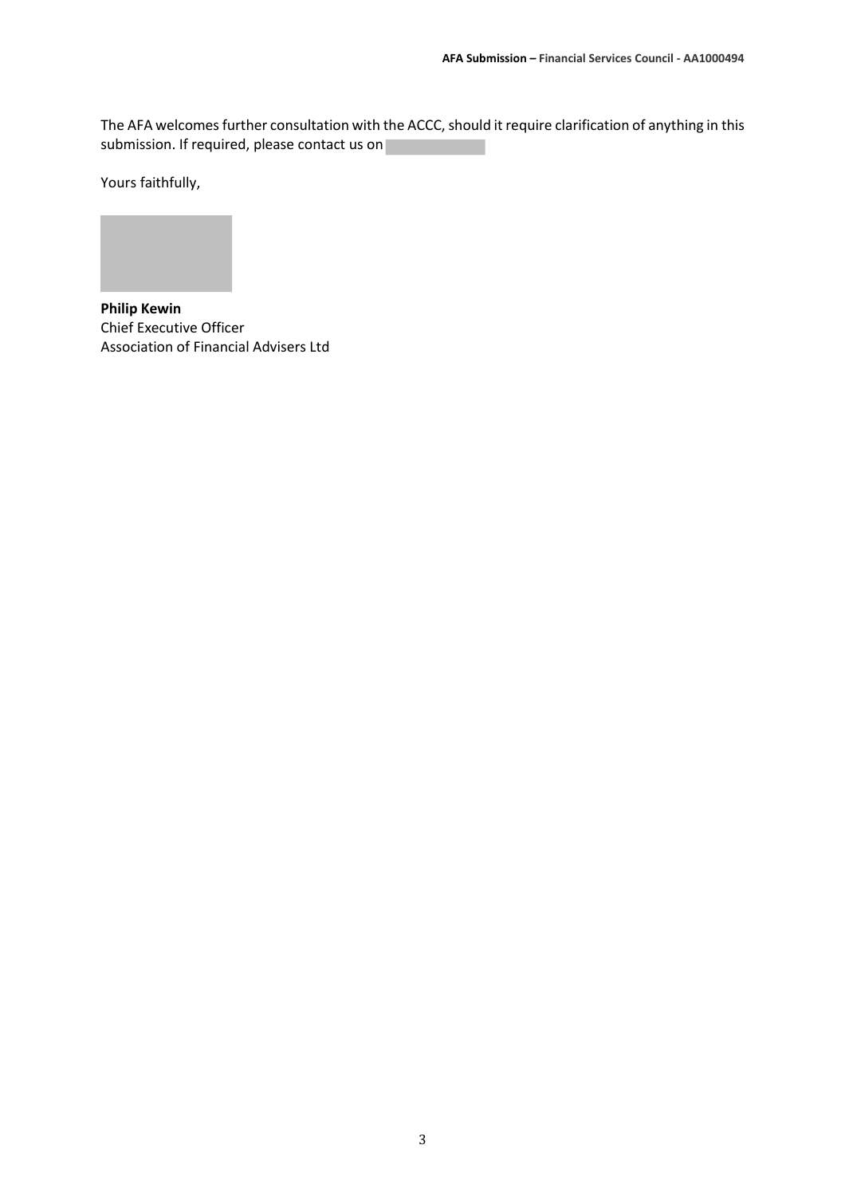The AFA welcomes further consultation with the ACCC, should it require clarification of anything in this submission. If required, please contact us on

Yours faithfully,

**Philip Kewin**
Chief Executive Officer
Association of Financial Advisers Ltd